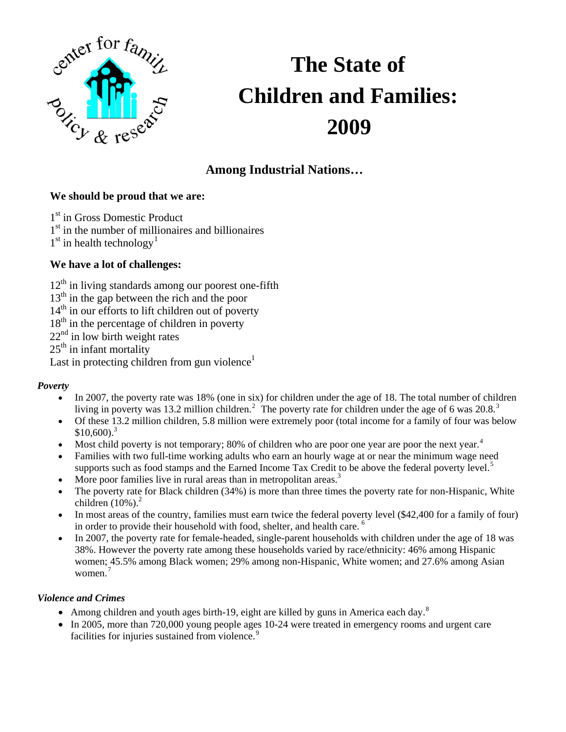# The State of Children and Families: 2009

## Among Industrial Nations…

**We should be proud that we are:**

1st in Gross Domestic Product
1st in the number of millionaires and billionaires
1st in health technology[1]

**We have a lot of challenges:**

12th in living standards among our poorest one-fifth
13th in the gap between the rich and the poor
14th in our efforts to lift children out of poverty
18th in the percentage of children in poverty
22nd in low birth weight rates
25th in infant mortality
Last in protecting children from gun violence[1]

### *Poverty*

- In 2007, the poverty rate was 18% (one in six) for children under the age of 18. The total number of children living in poverty was 13.2 million children.[2] The poverty rate for children under the age of 6 was 20.8.[3]
- Of these 13.2 million children, 5.8 million were extremely poor (total income for a family of four was below $10,600).[3]
- Most child poverty is not temporary; 80% of children who are poor one year are poor the next year.[4]
- Families with two full-time working adults who earn an hourly wage at or near the minimum wage need supports such as food stamps and the Earned Income Tax Credit to be above the federal poverty level.[5]
- More poor families live in rural areas than in metropolitan areas.[3]
- The poverty rate for Black children (34%) is more than three times the poverty rate for non-Hispanic, White children (10%).[2]
- In most areas of the country, families must earn twice the federal poverty level ($42,400 for a family of four) in order to provide their household with food, shelter, and health care.[6]
- In 2007, the poverty rate for female-headed, single-parent households with children under the age of 18 was 38%. However the poverty rate among these households varied by race/ethnicity: 46% among Hispanic women; 45.5% among Black women; 29% among non-Hispanic, White women; and 27.6% among Asian women.[7]

### *Violence and Crimes*

- Among children and youth ages birth-19, eight are killed by guns in America each day.[8]
- In 2005, more than 720,000 young people ages 10-24 were treated in emergency rooms and urgent care facilities for injuries sustained from violence.[9]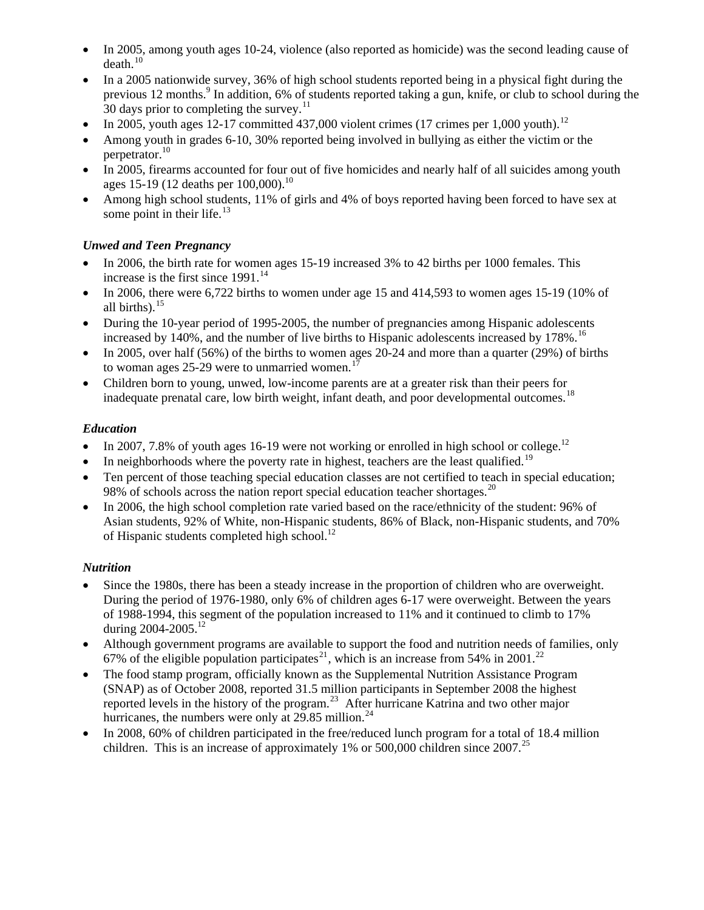- In 2005, among youth ages 10-24, violence (also reported as homicide) was the second leading cause of death.[10]
- In a 2005 nationwide survey, 36% of high school students reported being in a physical fight during the previous 12 months.[9] In addition, 6% of students reported taking a gun, knife, or club to school during the 30 days prior to completing the survey.[11]
- In 2005, youth ages 12-17 committed 437,000 violent crimes (17 crimes per 1,000 youth).[12]
- Among youth in grades 6-10, 30% reported being involved in bullying as either the victim or the perpetrator.[10]
- In 2005, firearms accounted for four out of five homicides and nearly half of all suicides among youth ages 15-19 (12 deaths per 100,000).[10]
- Among high school students, 11% of girls and 4% of boys reported having been forced to have sex at some point in their life.[13]

### *Unwed and Teen Pregnancy*

- In 2006, the birth rate for women ages 15-19 increased 3% to 42 births per 1000 females. This increase is the first since 1991.[14]
- In 2006, there were 6,722 births to women under age 15 and 414,593 to women ages 15-19 (10% of all births).[15]
- During the 10-year period of 1995-2005, the number of pregnancies among Hispanic adolescents increased by 140%, and the number of live births to Hispanic adolescents increased by 178%.[16]
- In 2005, over half (56%) of the births to women ages 20-24 and more than a quarter (29%) of births to woman ages 25-29 were to unmarried women.[17]
- Children born to young, unwed, low-income parents are at a greater risk than their peers for inadequate prenatal care, low birth weight, infant death, and poor developmental outcomes.[18]

### *Education*

- In 2007, 7.8% of youth ages 16-19 were not working or enrolled in high school or college.[12]
- In neighborhoods where the poverty rate in highest, teachers are the least qualified.[19]
- Ten percent of those teaching special education classes are not certified to teach in special education; 98% of schools across the nation report special education teacher shortages.[20]
- In 2006, the high school completion rate varied based on the race/ethnicity of the student: 96% of Asian students, 92% of White, non-Hispanic students, 86% of Black, non-Hispanic students, and 70% of Hispanic students completed high school.[12]

### *Nutrition*

- Since the 1980s, there has been a steady increase in the proportion of children who are overweight. During the period of 1976-1980, only 6% of children ages 6-17 were overweight. Between the years of 1988-1994, this segment of the population increased to 11% and it continued to climb to 17% during 2004-2005.[12]
- Although government programs are available to support the food and nutrition needs of families, only 67% of the eligible population participates[21], which is an increase from 54% in 2001.[22]
- The food stamp program, officially known as the Supplemental Nutrition Assistance Program (SNAP) as of October 2008, reported 31.5 million participants in September 2008 the highest reported levels in the history of the program.[23] After hurricane Katrina and two other major hurricanes, the numbers were only at 29.85 million.[24]
- In 2008, 60% of children participated in the free/reduced lunch program for a total of 18.4 million children. This is an increase of approximately 1% or 500,000 children since 2007.[25]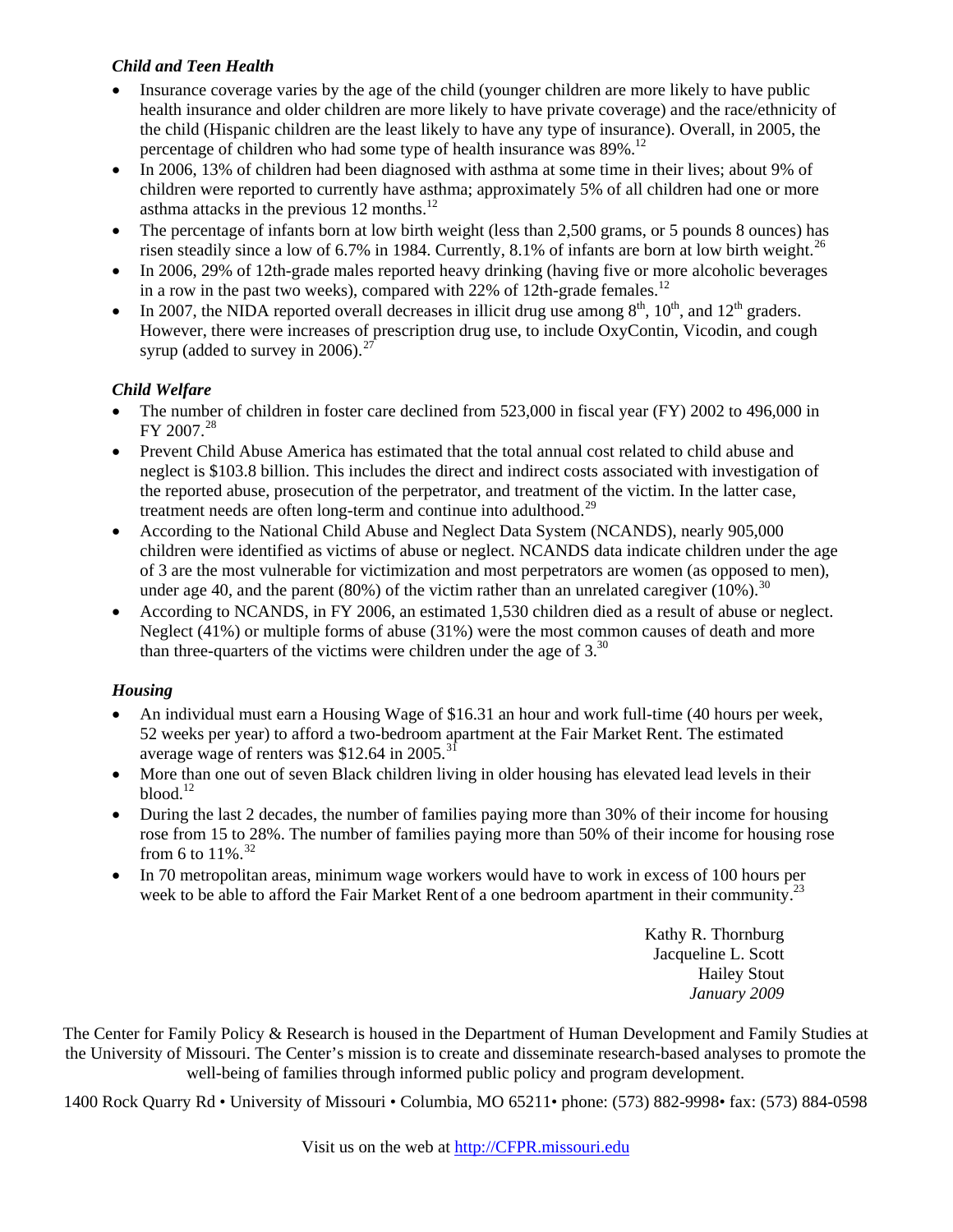### *Child and Teen Health*

- Insurance coverage varies by the age of the child (younger children are more likely to have public health insurance and older children are more likely to have private coverage) and the race/ethnicity of the child (Hispanic children are the least likely to have any type of insurance). Overall, in 2005, the percentage of children who had some type of health insurance was 89%.[12]
- In 2006, 13% of children had been diagnosed with asthma at some time in their lives; about 9% of children were reported to currently have asthma; approximately 5% of all children had one or more asthma attacks in the previous 12 months.[12]
- The percentage of infants born at low birth weight (less than 2,500 grams, or 5 pounds 8 ounces) has risen steadily since a low of 6.7% in 1984. Currently, 8.1% of infants are born at low birth weight.[26]
- In 2006, 29% of 12th-grade males reported heavy drinking (having five or more alcoholic beverages in a row in the past two weeks), compared with 22% of 12th-grade females.[12]
- In 2007, the NIDA reported overall decreases in illicit drug use among 8th, 10th, and 12th graders. However, there were increases of prescription drug use, to include OxyContin, Vicodin, and cough syrup (added to survey in 2006).[27]

### *Child Welfare*

- The number of children in foster care declined from 523,000 in fiscal year (FY) 2002 to 496,000 in FY 2007.[28]
- Prevent Child Abuse America has estimated that the total annual cost related to child abuse and neglect is $103.8 billion. This includes the direct and indirect costs associated with investigation of the reported abuse, prosecution of the perpetrator, and treatment of the victim. In the latter case, treatment needs are often long-term and continue into adulthood.[29]
- According to the National Child Abuse and Neglect Data System (NCANDS), nearly 905,000 children were identified as victims of abuse or neglect. NCANDS data indicate children under the age of 3 are the most vulnerable for victimization and most perpetrators are women (as opposed to men), under age 40, and the parent (80%) of the victim rather than an unrelated caregiver (10%).[30]
- According to NCANDS, in FY 2006, an estimated 1,530 children died as a result of abuse or neglect. Neglect (41%) or multiple forms of abuse (31%) were the most common causes of death and more than three-quarters of the victims were children under the age of 3.[30]

### *Housing*

- An individual must earn a Housing Wage of $16.31 an hour and work full-time (40 hours per week, 52 weeks per year) to afford a two-bedroom apartment at the Fair Market Rent. The estimated average wage of renters was $12.64 in 2005.[31]
- More than one out of seven Black children living in older housing has elevated lead levels in their blood.[12]
- During the last 2 decades, the number of families paying more than 30% of their income for housing rose from 15 to 28%. The number of families paying more than 50% of their income for housing rose from 6 to 11%.[32]
- In 70 metropolitan areas, minimum wage workers would have to work in excess of 100 hours per week to be able to afford the Fair Market Rent of a one bedroom apartment in their community.[23]

Kathy R. Thornburg
Jacqueline L. Scott
Hailey Stout
*January 2009*

The Center for Family Policy & Research is housed in the Department of Human Development and Family Studies at the University of Missouri. The Center's mission is to create and disseminate research-based analyses to promote the well-being of families through informed public policy and program development.

1400 Rock Quarry Rd • University of Missouri • Columbia, MO 65211• phone: (573) 882-9998• fax: (573) 884-0598

Visit us on the web at http://CFPR.missouri.edu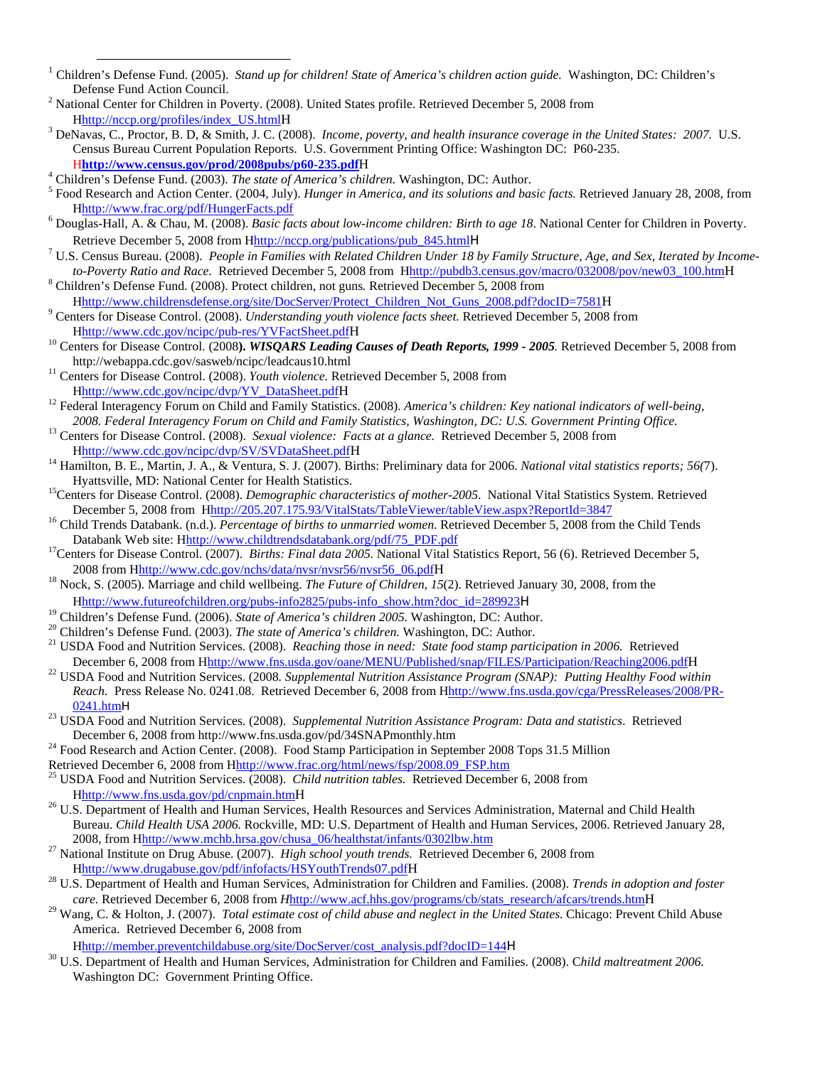[1] Children's Defense Fund. (2005). *Stand up for children! State of America's children action guide.* Washington, DC: Children's Defense Fund Action Council.

[2] National Center for Children in Poverty. (2008). United States profile. Retrieved December 5, 2008 from Hhttp://nccp.org/profiles/index_US.htmlH

[3] DeNavas, C., Proctor, B. D, & Smith, J. C. (2008). *Income, poverty, and health insurance coverage in the United States: 2007.* U.S. Census Bureau Current Population Reports. U.S. Government Printing Office: Washington DC: P60-235. H**http://www.census.gov/prod/2008pubs/p60-235.pdf**H

[4] Children's Defense Fund. (2003). *The state of America's children.* Washington, DC: Author.

[5] Food Research and Action Center. (2004, July). *Hunger in America, and its solutions and basic facts.* Retrieved January 28, 2008, from Hhttp://www.frac.org/pdf/HungerFacts.pdf

[6] Douglas-Hall, A. & Chau, M. (2008). *Basic facts about low-income children: Birth to age 18*. National Center for Children in Poverty. Retrieve December 5, 2008 from Hhttp://nccp.org/publications/pub_845.htmlH

[7] U.S. Census Bureau. (2008). *People in Families with Related Children Under 18 by Family Structure, Age, and Sex, Iterated by Income-to-Poverty Ratio and Race.* Retrieved December 5, 2008 from Hhttp://pubdb3.census.gov/macro/032008/pov/new03_100.htmH

[8] Children's Defense Fund. (2008). Protect children, not guns*.* Retrieved December 5, 2008 from Hhttp://www.childrensdefense.org/site/DocServer/Protect_Children_Not_Guns_2008.pdf?docID=7581H

[9] Centers for Disease Control. (2008). *Understanding youth violence facts sheet.* Retrieved December 5, 2008 from Hhttp://www.cdc.gov/ncipc/pub-res/YVFactSheet.pdfH

[10] Centers for Disease Control. (2008**). *WISQARS Leading Causes of Death Reports, 1999 - 2005*.** Retrieved December 5, 2008 from http://webappa.cdc.gov/sasweb/ncipc/leadcaus10.html

[11] Centers for Disease Control. (2008). *Youth violence.* Retrieved December 5, 2008 from Hhttp://www.cdc.gov/ncipc/dvp/YV_DataSheet.pdfH

[12] Federal Interagency Forum on Child and Family Statistics. (2008). *America's children: Key national indicators of well-being, 2008. Federal Interagency Forum on Child and Family Statistics, Washington, DC: U.S. Government Printing Office.*

[13] Centers for Disease Control. (2008). *Sexual violence: Facts at a glance.* Retrieved December 5, 2008 from Hhttp://www.cdc.gov/ncipc/dvp/SV/SVDataSheet.pdfH

[14] Hamilton, B. E., Martin, J. A., & Ventura, S. J. (2007). Births: Preliminary data for 2006. *National vital statistics reports; 56*(7). Hyattsville, MD: National Center for Health Statistics.

[15] Centers for Disease Control. (2008). *Demographic characteristics of mother-2005*. National Vital Statistics System. Retrieved December 5, 2008 from Hhttp://205.207.175.93/VitalStats/TableViewer/tableView.aspx?ReportId=3847

[16] Child Trends Databank. (n.d.). *Percentage of births to unmarried women*. Retrieved December 5, 2008 from the Child Tends Databank Web site: Hhttp://www.childtrendsdatabank.org/pdf/75_PDF.pdf

[17] Centers for Disease Control. (2007). *Births: Final data 2005.* National Vital Statistics Report, 56 (6). Retrieved December 5, 2008 from Hhttp://www.cdc.gov/nchs/data/nvsr/nvsr56/nvsr56_06.pdfH

[18] Nock, S. (2005). Marriage and child wellbeing. *The Future of Children, 15*(2). Retrieved January 30, 2008, from the Hhttp://www.futureofchildren.org/pubs-info2825/pubs-info_show.htm?doc_id=289923H

[19] Children's Defense Fund. (2006). *State of America's children 2005.* Washington, DC: Author.

[20] Children's Defense Fund. (2003). *The state of America's children.* Washington, DC: Author.

[21] USDA Food and Nutrition Services. (2008). *Reaching those in need: State food stamp participation in 2006.* Retrieved December 6, 2008 from Hhttp://www.fns.usda.gov/oane/MENU/Published/snap/FILES/Participation/Reaching2006.pdfH

[22] USDA Food and Nutrition Services. (2008*. Supplemental Nutrition Assistance Program (SNAP): Putting Healthy Food within Reach.* Press Release No. 0241.08. Retrieved December 6, 2008 from Hhttp://www.fns.usda.gov/cga/PressReleases/2008/PR-0241.htmH

[23] USDA Food and Nutrition Services. (2008). *Supplemental Nutrition Assistance Program: Data and statistics*. Retrieved December 6, 2008 from http://www.fns.usda.gov/pd/34SNAPmonthly.htm

[24] Food Research and Action Center. (2008). Food Stamp Participation in September 2008 Tops 31.5 Million Retrieved December 6, 2008 from Hhttp://www.frac.org/html/news/fsp/2008.09_FSP.htm

[25] USDA Food and Nutrition Services. (2008). *Child nutrition tables.* Retrieved December 6, 2008 from Hhttp://www.fns.usda.gov/pd/cnpmain.htmH

[26] U.S. Department of Health and Human Services, Health Resources and Services Administration, Maternal and Child Health Bureau. *Child Health USA 2006.* Rockville, MD: U.S. Department of Health and Human Services, 2006. Retrieved January 28, 2008, from Hhttp://www.mchb.hrsa.gov/chusa_06/healthstat/infants/0302lbw.htm

[27] National Institute on Drug Abuse. (2007). *High school youth trends.* Retrieved December 6, 2008 from Hhttp://www.drugabuse.gov/pdf/infofacts/HSYouthTrends07.pdfH

[28] U.S. Department of Health and Human Services, Administration for Children and Families. (2008). *Trends in adoption and foster care.* Retrieved December 6, 2008 from *H*http://www.acf.hhs.gov/programs/cb/stats_research/afcars/trends.htmH

[29] Wang, C. & Holton, J. (2007). *Total estimate cost of child abuse and neglect in the United States.* Chicago: Prevent Child Abuse America. Retrieved December 6, 2008 from Hhttp://member.preventchildabuse.org/site/DocServer/cost_analysis.pdf?docID=144H

[30] U.S. Department of Health and Human Services, Administration for Children and Families. (2008). C*hild maltreatment 2006.* Washington DC: Government Printing Office.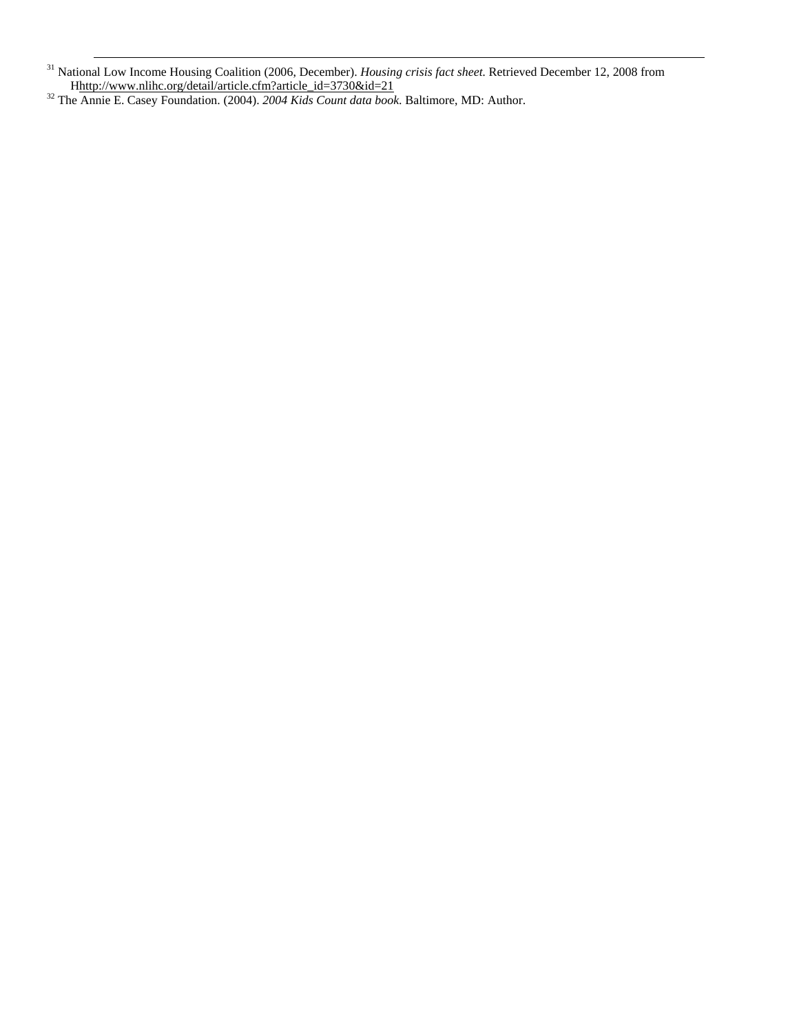[31] National Low Income Housing Coalition (2006, December). *Housing crisis fact sheet.* Retrieved December 12, 2008 from Hhttp://www.nlihc.org/detail/article.cfm?article_id=3730&id=21

[32] The Annie E. Casey Foundation. (2004). *2004 Kids Count data book.* Baltimore, MD: Author.